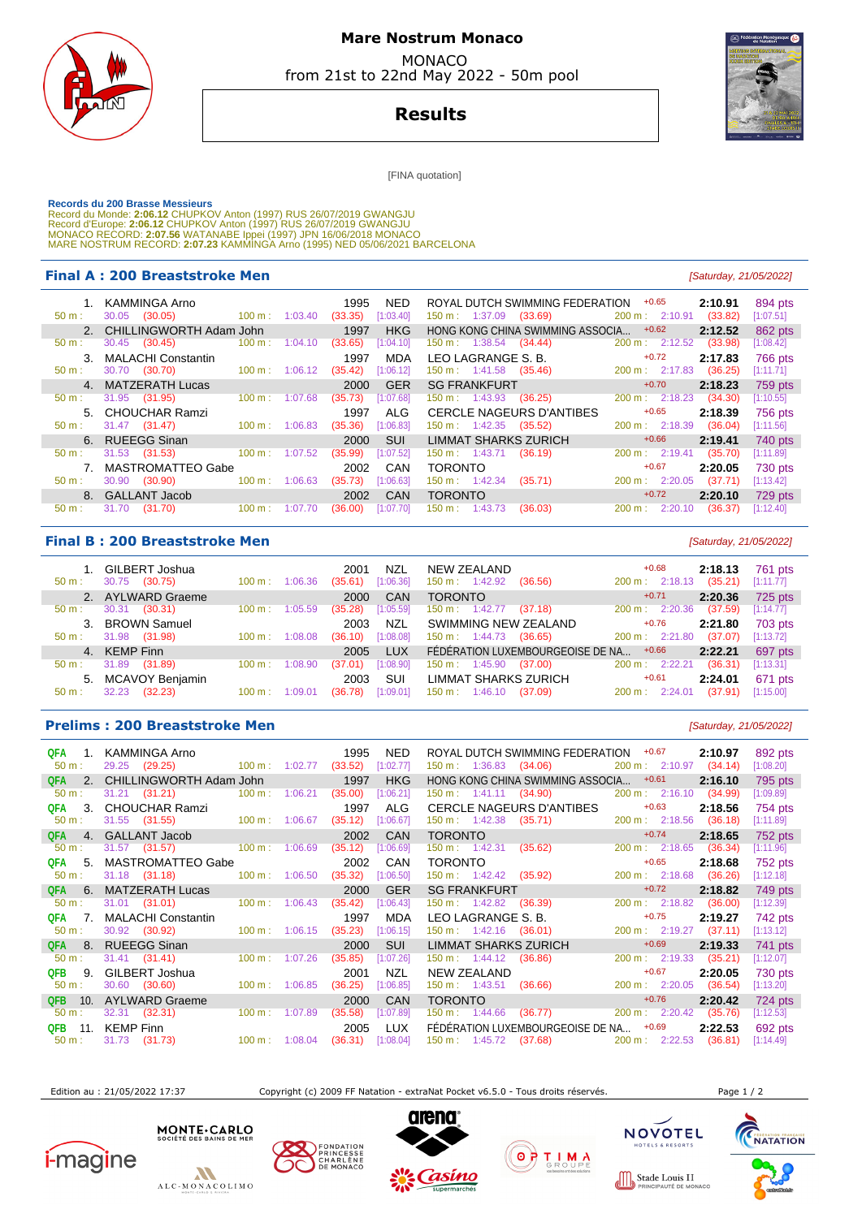# Mare Nostrum Monaco

MONACO
from 21st to 22nd May 2022 - 50m pool

## Results

[FINA quotation]

**Records du 200 Brasse Messieurs**
Record du Monde: **2:06.12** CHUPKOV Anton (1997) RUS 26/07/2019 GWANGJU
Record d'Europe: **2:06.12** CHUPKOV Anton (1997) RUS 26/07/2019 GWANGJU
MONACO RECORD: **2:07.56** WATANABE Ippei (1997) JPN 16/06/2018 MONACO
MARE NOSTRUM RECORD: **2:07.23** KAMMINGA Arno (1995) NED 05/06/2021 BARCELONA

### Final A : 200 Breaststroke Men

*[Saturday, 21/05/2022]*

| Rank | Name | Year | Nat | Club | RT | Time | Pts |
|---|---|---|---|---|---|---|---|
| 1. | KAMMINGA Arno | 1995 | NED | ROYAL DUTCH SWIMMING FEDERATION | +0.65 | 2:10.91 | 894 pts |
| | 50 m : 30.05 (30.05) | 100 m : 1:03.40 (33.35) [1:03.40] | | 150 m : 1:37.09 (33.69) | | 200 m : 2:10.91 (33.82) | [1:07.51] |
| 2. | CHILLINGWORTH Adam John | 1997 | HKG | HONG KONG CHINA SWIMMING ASSOCIA... | +0.62 | 2:12.52 | 862 pts |
| | 50 m : 30.45 (30.45) | 100 m : 1:04.10 (33.65) [1:04.10] | | 150 m : 1:38.54 (34.44) | | 200 m : 2:12.52 (33.98) | [1:08.42] |
| 3. | MALACHI Constantin | 1997 | MDA | LEO LAGRANGE S. B. | +0.72 | 2:17.83 | 766 pts |
| | 50 m : 30.70 (30.70) | 100 m : 1:06.12 (35.42) [1:06.12] | | 150 m : 1:41.58 (35.46) | | 200 m : 2:17.83 (36.25) | [1:11.71] |
| 4. | MATZERATH Lucas | 2000 | GER | SG FRANKFURT | +0.70 | 2:18.23 | 759 pts |
| | 50 m : 31.95 (31.95) | 100 m : 1:07.68 (35.73) [1:07.68] | | 150 m : 1:43.93 (36.25) | | 200 m : 2:18.23 (34.30) | [1:10.55] |
| 5. | CHOUCHAR Ramzi | 1997 | ALG | CERCLE NAGEURS D'ANTIBES | +0.65 | 2:18.39 | 756 pts |
| | 50 m : 31.47 (31.47) | 100 m : 1:06.83 (35.36) [1:06.83] | | 150 m : 1:42.35 (35.52) | | 200 m : 2:18.39 (36.04) | [1:11.56] |
| 6. | RUEEGG Sinan | 2000 | SUI | LIMMAT SHARKS ZURICH | +0.66 | 2:19.41 | 740 pts |
| | 50 m : 31.53 (31.53) | 100 m : 1:07.52 (35.99) [1:07.52] | | 150 m : 1:43.71 (36.19) | | 200 m : 2:19.41 (35.70) | [1:11.89] |
| 7. | MASTROMATTEO Gabe | 2002 | CAN | TORONTO | +0.67 | 2:20.05 | 730 pts |
| | 50 m : 30.90 (30.90) | 100 m : 1:06.63 (35.73) [1:06.63] | | 150 m : 1:42.34 (35.71) | | 200 m : 2:20.05 (37.71) | [1:13.42] |
| 8. | GALLANT Jacob | 2002 | CAN | TORONTO | +0.72 | 2:20.10 | 729 pts |
| | 50 m : 31.70 (31.70) | 100 m : 1:07.70 (36.00) [1:07.70] | | 150 m : 1:43.73 (36.03) | | 200 m : 2:20.10 (36.37) | [1:12.40] |

### Final B : 200 Breaststroke Men

*[Saturday, 21/05/2022]*

| Rank | Name | Year | Nat | Club | RT | Time | Pts |
|---|---|---|---|---|---|---|---|
| 1. | GILBERT Joshua | 2001 | NZL | NEW ZEALAND | +0.68 | 2:18.13 | 761 pts |
| | 50 m : 30.75 (30.75) | 100 m : 1:06.36 (35.61) [1:06.36] | | 150 m : 1:42.92 (36.56) | | 200 m : 2:18.13 (35.21) | [1:11.77] |
| 2. | AYLWARD Graeme | 2000 | CAN | TORONTO | +0.71 | 2:20.36 | 725 pts |
| | 50 m : 30.31 (30.31) | 100 m : 1:05.59 (35.28) [1:05.59] | | 150 m : 1:42.77 (37.18) | | 200 m : 2:20.36 (37.59) | [1:14.77] |
| 3. | BROWN Samuel | 2003 | NZL | SWIMMING NEW ZEALAND | +0.76 | 2:21.80 | 703 pts |
| | 50 m : 31.98 (31.98) | 100 m : 1:08.08 (36.10) [1:08.08] | | 150 m : 1:44.73 (36.65) | | 200 m : 2:21.80 (37.07) | [1:13.72] |
| 4. | KEMP Finn | 2005 | LUX | FÉDÉRATION LUXEMBOURGEOISE DE NA... | +0.66 | 2:22.21 | 697 pts |
| | 50 m : 31.89 (31.89) | 100 m : 1:08.90 (37.01) [1:08.90] | | 150 m : 1:45.90 (37.00) | | 200 m : 2:22.21 (36.31) | [1:13.31] |
| 5. | MCAVOY Benjamin | 2003 | SUI | LIMMAT SHARKS ZURICH | +0.61 | 2:24.01 | 671 pts |
| | 50 m : 32.23 (32.23) | 100 m : 1:09.01 (36.78) [1:09.01] | | 150 m : 1:46.10 (37.09) | | 200 m : 2:24.01 (37.91) | [1:15.00] |

### Prelims : 200 Breaststroke Men

*[Saturday, 21/05/2022]*

| Q | Rank | Name | Year | Nat | Club | RT | Time | Pts |
|---|---|---|---|---|---|---|---|---|
| QFA | 1. | KAMMINGA Arno | 1995 | NED | ROYAL DUTCH SWIMMING FEDERATION | +0.67 | 2:10.97 | 892 pts |
| | | 50 m : 29.25 (29.25) | 100 m : 1:02.77 (33.52) [1:02.77] | | 150 m : 1:36.83 (34.06) | | 200 m : 2:10.97 (34.14) | [1:08.20] |
| QFA | 2. | CHILLINGWORTH Adam John | 1997 | HKG | HONG KONG CHINA SWIMMING ASSOCIA... | +0.61 | 2:16.10 | 795 pts |
| | | 50 m : 31.21 (31.21) | 100 m : 1:06.21 (35.00) [1:06.21] | | 150 m : 1:41.11 (34.90) | | 200 m : 2:16.10 (34.99) | [1:09.89] |
| QFA | 3. | CHOUCHAR Ramzi | 1997 | ALG | CERCLE NAGEURS D'ANTIBES | +0.63 | 2:18.56 | 754 pts |
| | | 50 m : 31.55 (31.55) | 100 m : 1:06.67 (35.12) [1:06.67] | | 150 m : 1:42.38 (35.71) | | 200 m : 2:18.56 (36.18) | [1:11.89] |
| QFA | 4. | GALLANT Jacob | 2002 | CAN | TORONTO | +0.74 | 2:18.65 | 752 pts |
| | | 50 m : 31.57 (31.57) | 100 m : 1:06.69 (35.12) [1:06.69] | | 150 m : 1:42.31 (35.62) | | 200 m : 2:18.65 (36.34) | [1:11.96] |
| QFA | 5. | MASTROMATTEO Gabe | 2002 | CAN | TORONTO | +0.65 | 2:18.68 | 752 pts |
| | | 50 m : 31.18 (31.18) | 100 m : 1:06.50 (35.32) [1:06.50] | | 150 m : 1:42.42 (35.92) | | 200 m : 2:18.68 (36.26) | [1:12.18] |
| QFA | 6. | MATZERATH Lucas | 2000 | GER | SG FRANKFURT | +0.72 | 2:18.82 | 749 pts |
| | | 50 m : 31.01 (31.01) | 100 m : 1:06.43 (35.42) [1:06.43] | | 150 m : 1:42.82 (36.39) | | 200 m : 2:18.82 (36.00) | [1:12.39] |
| QFA | 7. | MALACHI Constantin | 1997 | MDA | LEO LAGRANGE S. B. | +0.75 | 2:19.27 | 742 pts |
| | | 50 m : 30.92 (30.92) | 100 m : 1:06.15 (35.23) [1:06.15] | | 150 m : 1:42.16 (36.01) | | 200 m : 2:19.27 (37.11) | [1:13.12] |
| QFA | 8. | RUEEGG Sinan | 2000 | SUI | LIMMAT SHARKS ZURICH | +0.69 | 2:19.33 | 741 pts |
| | | 50 m : 31.41 (31.41) | 100 m : 1:07.26 (35.85) [1:07.26] | | 150 m : 1:44.12 (36.86) | | 200 m : 2:19.33 (35.21) | [1:12.07] |
| QFB | 9. | GILBERT Joshua | 2001 | NZL | NEW ZEALAND | +0.67 | 2:20.05 | 730 pts |
| | | 50 m : 30.60 (30.60) | 100 m : 1:06.85 (36.25) [1:06.85] | | 150 m : 1:43.51 (36.66) | | 200 m : 2:20.05 (36.54) | [1:13.20] |
| QFB | 10. | AYLWARD Graeme | 2000 | CAN | TORONTO | +0.76 | 2:20.42 | 724 pts |
| | | 50 m : 32.31 (32.31) | 100 m : 1:07.89 (35.58) [1:07.89] | | 150 m : 1:44.66 (36.77) | | 200 m : 2:20.42 (35.76) | [1:12.53] |
| QFB | 11. | KEMP Finn | 2005 | LUX | FÉDÉRATION LUXEMBOURGEOISE DE NA... | +0.69 | 2:22.53 | 692 pts |
| | | 50 m : 31.73 (31.73) | 100 m : 1:08.04 (36.31) [1:08.04] | | 150 m : 1:45.72 (37.68) | | 200 m : 2:22.53 (36.81) | [1:14.49] |

Edition au : 21/05/2022 17:37 — Copyright (c) 2009 FF Natation - extraNat Pocket v6.5.0 - Tous droits réservés.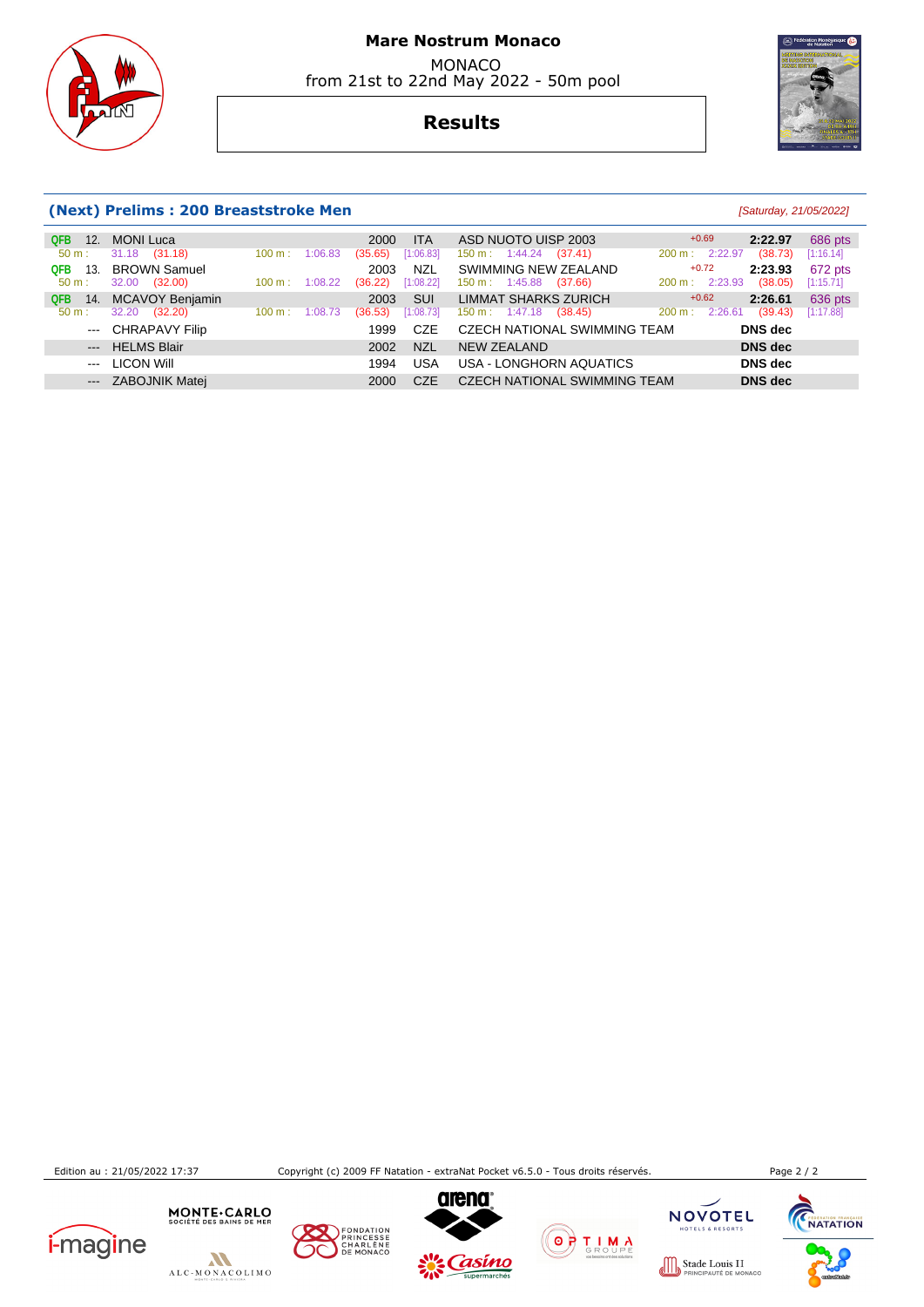# Mare Nostrum Monaco

MONACO
from 21st to 22nd May 2022 - 50m pool

## Results

### (Next) Prelims : 200 Breaststroke Men

*[Saturday, 21/05/2022]*

| | | | | | | | | |
|---|---|---|---|---|---|---|---|---|
| QFB | 12. | MONI Luca | 2000 | ITA | ASD NUOTO UISP 2003 | +0.69 | 2:22.97 | 686 pts |
| | 50 m : 31.18 (31.18) | 100 m : 1:06.83 (35.65) [1:06.83] | | | 150 m : 1:44.24 (37.41) | 200 m : 2:22.97 (38.73) [1:16.14] | | |
| QFB | 13. | BROWN Samuel | 2003 | NZL | SWIMMING NEW ZEALAND | +0.72 | 2:23.93 | 672 pts |
| | 50 m : 32.00 (32.00) | 100 m : 1:08.22 (36.22) [1:08.22] | | | 150 m : 1:45.88 (37.66) | 200 m : 2:23.93 (38.05) [1:15.71] | | |
| QFB | 14. | MCAVOY Benjamin | 2003 | SUI | LIMMAT SHARKS ZURICH | +0.62 | 2:26.61 | 636 pts |
| | 50 m : 32.20 (32.20) | 100 m : 1:08.73 (36.53) [1:08.73] | | | 150 m : 1:47.18 (38.45) | 200 m : 2:26.61 (39.43) [1:17.88] | | |
| | --- | CHRAPAVY Filip | 1999 | CZE | CZECH NATIONAL SWIMMING TEAM | | DNS dec | |
| | --- | HELMS Blair | 2002 | NZL | NEW ZEALAND | | DNS dec | |
| | --- | LICON Will | 1994 | USA | USA - LONGHORN AQUATICS | | DNS dec | |
| | --- | ZABOJNIK Matej | 2000 | CZE | CZECH NATIONAL SWIMMING TEAM | | DNS dec | |

Edition au : 21/05/2022 17:37 — Copyright (c) 2009 FF Natation - extraNat Pocket v6.5.0 - Tous droits réservés.